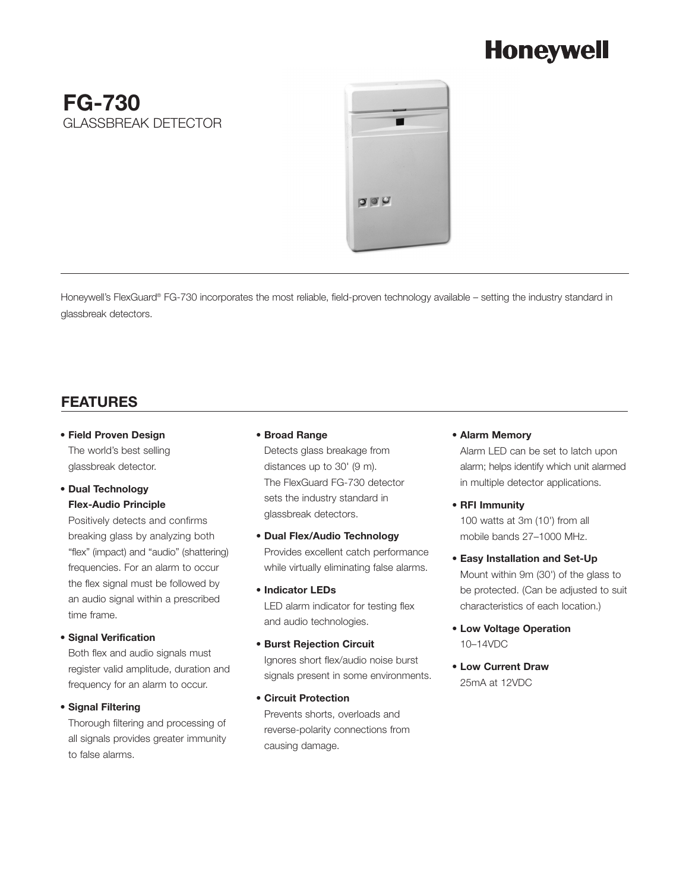Honeywell

# FG-730

GLASSBREAK DETECTOR

Honeywell's FlexGuard® FG-730 incorporates the most reliable, field-proven technology available – setting the industry standard in glassbreak detectors.

## FEATURES

- **Field Proven Design**
  The world's best selling glassbreak detector.
- **Dual Technology Flex-Audio Principle**
  Positively detects and confirms breaking glass by analyzing both "flex" (impact) and "audio" (shattering) frequencies. For an alarm to occur the flex signal must be followed by an audio signal within a prescribed time frame.
- **Signal Verification**
  Both flex and audio signals must register valid amplitude, duration and frequency for an alarm to occur.
- **Signal Filtering**
  Thorough filtering and processing of all signals provides greater immunity to false alarms.
- **Broad Range**
  Detects glass breakage from distances up to 30' (9 m). The FlexGuard FG-730 detector sets the industry standard in glassbreak detectors.
- **Dual Flex/Audio Technology**
  Provides excellent catch performance while virtually eliminating false alarms.
- **Indicator LEDs**
  LED alarm indicator for testing flex and audio technologies.
- **Burst Rejection Circuit**
  Ignores short flex/audio noise burst signals present in some environments.
- **Circuit Protection**
  Prevents shorts, overloads and reverse-polarity connections from causing damage.
- **Alarm Memory**
  Alarm LED can be set to latch upon alarm; helps identify which unit alarmed in multiple detector applications.
- **RFI Immunity**
  100 watts at 3m (10') from all mobile bands 27–1000 MHz.
- **Easy Installation and Set-Up**
  Mount within 9m (30') of the glass to be protected. (Can be adjusted to suit characteristics of each location.)
- **Low Voltage Operation**
  10–14VDC
- **Low Current Draw**
  25mA at 12VDC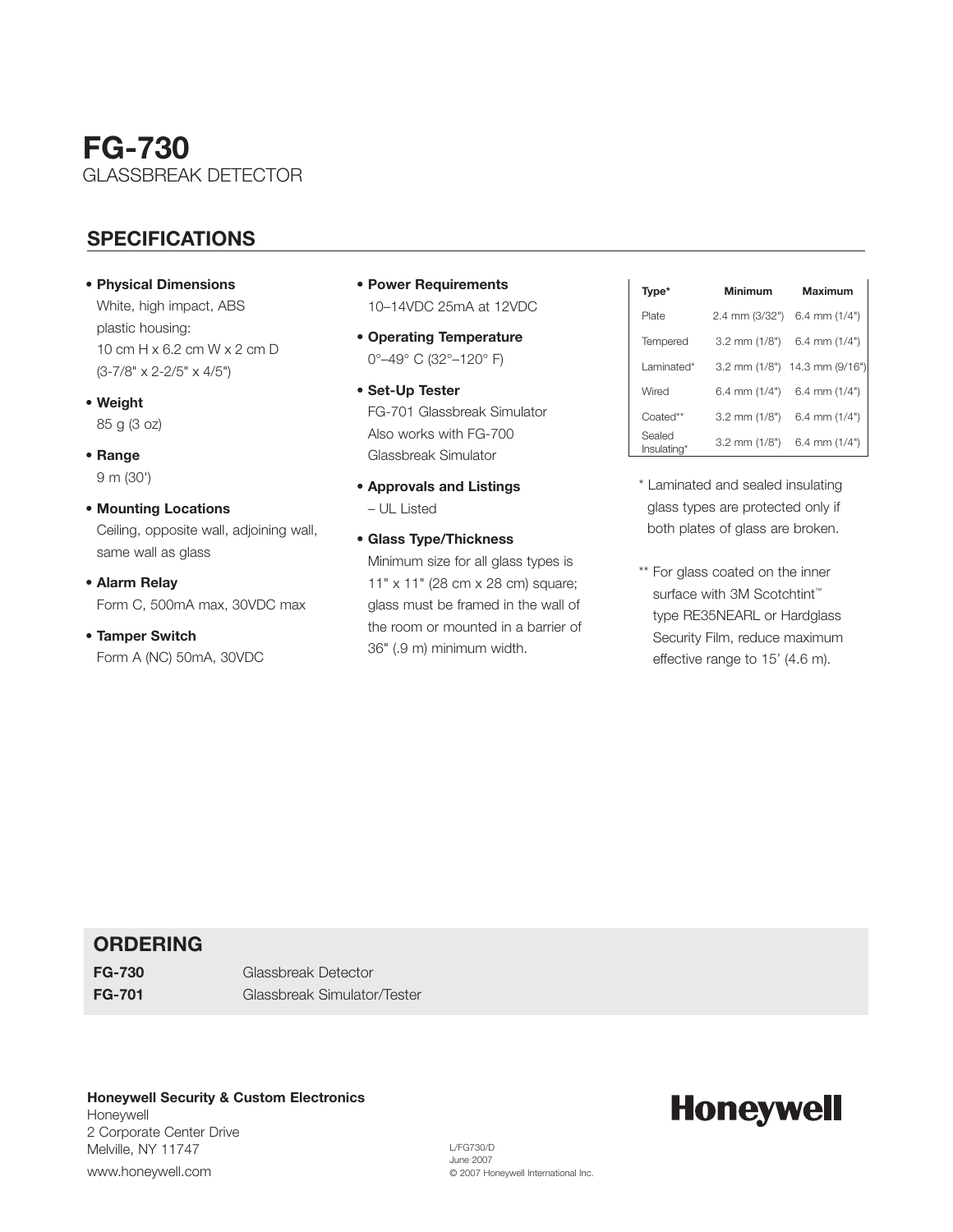# FG-730

GLASSBREAK DETECTOR

## SPECIFICATIONS

- **Physical Dimensions**
  White, high impact, ABS plastic housing:
  10 cm H x 6.2 cm W x 2 cm D
  (3-7/8" x 2-2/5" x 4/5")
- **Weight**
  85 g (3 oz)
- **Range**
  9 m (30')
- **Mounting Locations**
  Ceiling, opposite wall, adjoining wall, same wall as glass
- **Alarm Relay**
  Form C, 500mA max, 30VDC max
- **Tamper Switch**
  Form A (NC) 50mA, 30VDC
- **Power Requirements**
  10–14VDC 25mA at 12VDC
- **Operating Temperature**
  0°–49° C (32°–120° F)
- **Set-Up Tester**
  FG-701 Glassbreak Simulator
  Also works with FG-700 Glassbreak Simulator
- **Approvals and Listings**
  – UL Listed
- **Glass Type/Thickness**
  Minimum size for all glass types is 11" x 11" (28 cm x 28 cm) square; glass must be framed in the wall of the room or mounted in a barrier of 36" (.9 m) minimum width.

| Type* | Minimum | Maximum |
|---|---|---|
| Plate | 2.4 mm (3/32") | 6.4 mm (1/4") |
| Tempered | 3.2 mm (1/8") | 6.4 mm (1/4") |
| Laminated* | 3.2 mm (1/8") | 14.3 mm (9/16") |
| Wired | 6.4 mm (1/4") | 6.4 mm (1/4") |
| Coated** | 3.2 mm (1/8") | 6.4 mm (1/4") |
| Sealed Insulating* | 3.2 mm (1/8") | 6.4 mm (1/4") |

* Laminated and sealed insulating glass types are protected only if both plates of glass are broken.

** For glass coated on the inner surface with 3M Scotchtint™ type RE35NEARL or Hardglass Security Film, reduce maximum effective range to 15' (4.6 m).

## ORDERING

| | |
|---|---|
| **FG-730** | Glassbreak Detector |
| **FG-701** | Glassbreak Simulator/Tester |

**Honeywell Security & Custom Electronics**
Honeywell
2 Corporate Center Drive
Melville, NY 11747
www.honeywell.com

L/FG730/D
June 2007
© 2007 Honeywell International Inc.

**Honeywell**